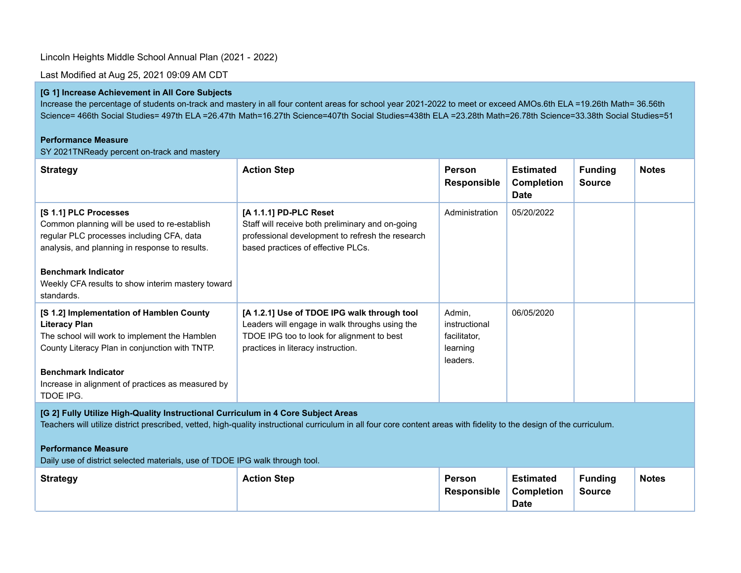Lincoln Heights Middle School Annual Plan (2021 - 2022)

Last Modified at Aug 25, 2021 09:09 AM CDT

**[G 1] Increase Achievement in All Core Subjects**
Increase the percentage of students on-track and mastery in all four content areas for school year 2021-2022 to meet or exceed AMOs.6th ELA =19.26th Math= 36.56th Science= 466th Social Studies= 497th ELA =26.47th Math=16.27th Science=407th Social Studies=438th ELA =23.28th Math=26.78th Science=33.38th Social Studies=51

**Performance Measure**
SY 2021TNReady percent on-track and mastery

| Strategy | Action Step | Person Responsible | Estimated Completion Date | Funding Source | Notes |
|---|---|---|---|---|---|
| **[S 1.1] PLC Processes**<br>Common planning will be used to re-establish regular PLC processes including CFA, data analysis, and planning in response to results.<br><br>**Benchmark Indicator**<br>Weekly CFA results to show interim mastery toward standards. | **[A 1.1.1] PD-PLC Reset**<br>Staff will receive both preliminary and on-going professional development to refresh the research based practices of effective PLCs. | Administration | 05/20/2022 | | |
| **[S 1.2] Implementation of Hamblen County Literacy Plan**<br>The school will work to implement the Hamblen County Literacy Plan in conjunction with TNTP.<br><br>**Benchmark Indicator**<br>Increase in alignment of practices as measured by TDOE IPG. | **[A 1.2.1] Use of TDOE IPG walk through tool**<br>Leaders will engage in walk throughs using the TDOE IPG too to look for alignment to best practices in literacy instruction. | Admin, instructional facilitator, learning leaders. | 06/05/2020 | | |

**[G 2] Fully Utilize High-Quality Instructional Curriculum in 4 Core Subject Areas**
Teachers will utilize district prescribed, vetted, high-quality instructional curriculum in all four core content areas with fidelity to the design of the curriculum.

**Performance Measure**
Daily use of district selected materials, use of TDOE IPG walk through tool.

| Strategy | Action Step | Person Responsible | Estimated Completion Date | Funding Source | Notes |
|---|---|---|---|---|---|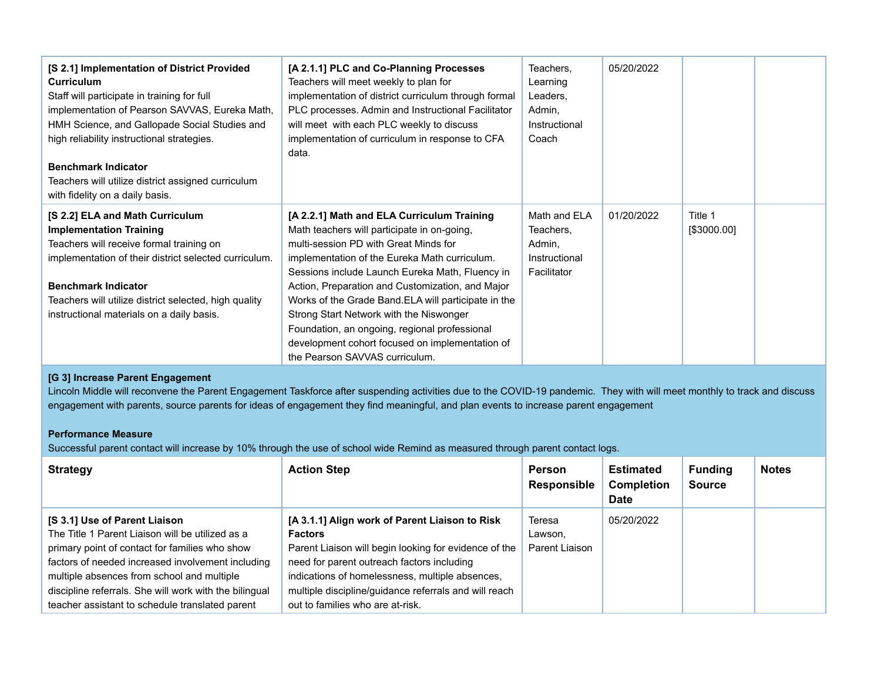| Strategy | Action Step | Person Responsible | Estimated Completion Date | Funding Source | Notes |
|---|---|---|---|---|---|
| **[S 2.1] Implementation of District Provided Curriculum**<br>Staff will participate in training for full implementation of Pearson SAVVAS, Eureka Math, HMH Science, and Gallopade Social Studies and high reliability instructional strategies.<br><br>**Benchmark Indicator**<br>Teachers will utilize district assigned curriculum with fidelity on a daily basis. | **[A 2.1.1] PLC and Co-Planning Processes**<br>Teachers will meet weekly to plan for implementation of district curriculum through formal PLC processes. Admin and Instructional Facilitator will meet with each PLC weekly to discuss implementation of curriculum in response to CFA data. | Teachers, Learning Leaders, Admin, Instructional Coach | 05/20/2022 | | |
| **[S 2.2] ELA and Math Curriculum Implementation Training**<br>Teachers will receive formal training on implementation of their district selected curriculum.<br><br>**Benchmark Indicator**<br>Teachers will utilize district selected, high quality instructional materials on a daily basis. | **[A 2.2.1] Math and ELA Curriculum Training**<br>Math teachers will participate in on-going, multi-session PD with Great Minds for implementation of the Eureka Math curriculum. Sessions include Launch Eureka Math, Fluency in Action, Preparation and Customization, and Major Works of the Grade Band.ELA will participate in the Strong Start Network with the Niswonger Foundation, an ongoing, regional professional development cohort focused on implementation of the Pearson SAVVAS curriculum. | Math and ELA Teachers, Admin, Instructional Facilitator | 01/20/2022 | Title 1 [$3000.00] | |

**[G 3] Increase Parent Engagement**
Lincoln Middle will reconvene the Parent Engagement Taskforce after suspending activities due to the COVID-19 pandemic. They with will meet monthly to track and discuss engagement with parents, source parents for ideas of engagement they find meaningful, and plan events to increase parent engagement

**Performance Measure**
Successful parent contact will increase by 10% through the use of school wide Remind as measured through parent contact logs.

| Strategy | Action Step | Person Responsible | Estimated Completion Date | Funding Source | Notes |
|---|---|---|---|---|---|
| **[S 3.1] Use of Parent Liaison**<br>The Title 1 Parent Liaison will be utilized as a primary point of contact for families who show factors of needed increased involvement including multiple absences from school and multiple discipline referrals. She will work with the bilingual teacher assistant to schedule translated parent | **[A 3.1.1] Align work of Parent Liaison to Risk Factors**<br>Parent Liaison will begin looking for evidence of the need for parent outreach factors including indications of homelessness, multiple absences, multiple discipline/guidance referrals and will reach out to families who are at-risk. | Teresa Lawson, Parent Liaison | 05/20/2022 | | |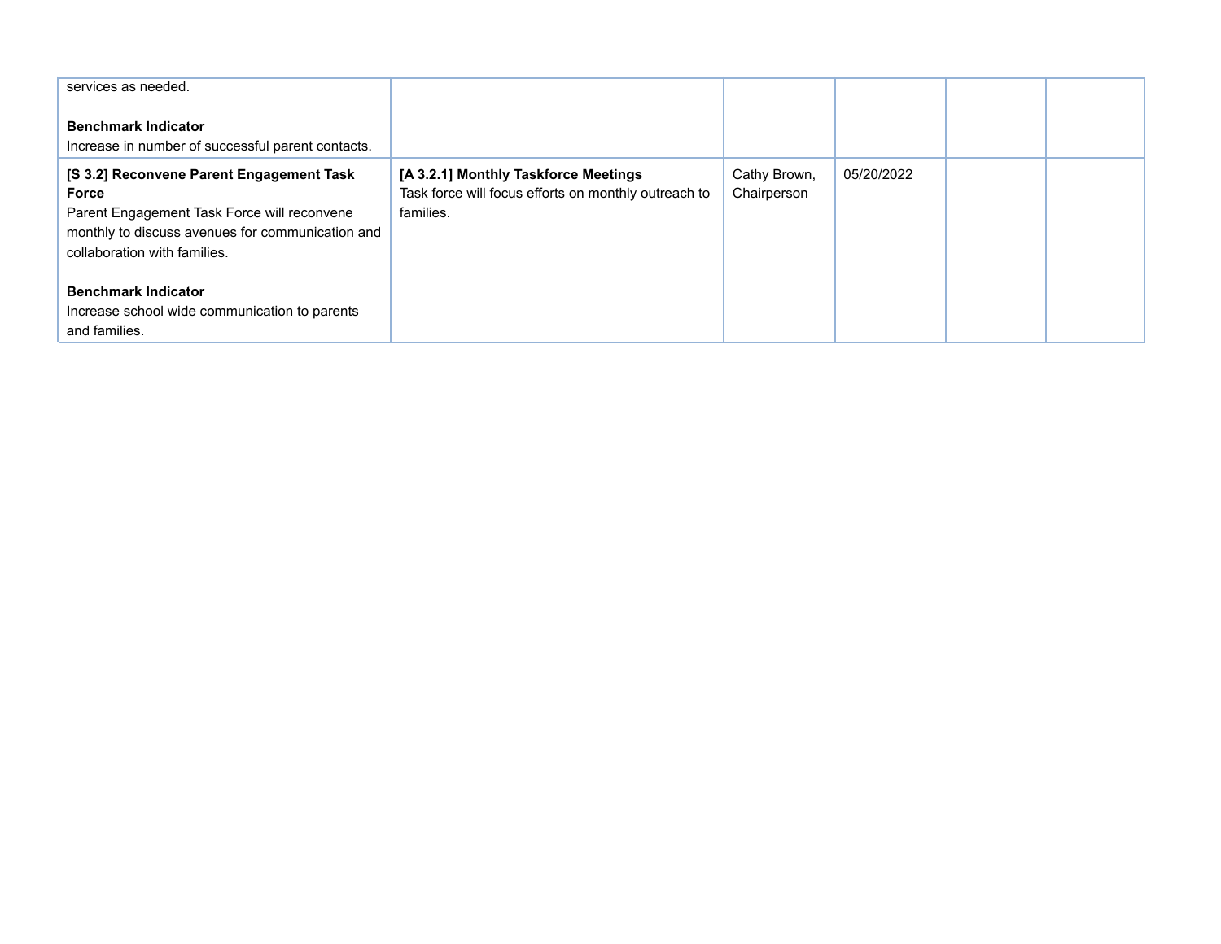| | | | | | |
|---|---|---|---|---|---|
| services as needed.<br><br>**Benchmark Indicator**<br>Increase in number of successful parent contacts. | | | | | |
| **[S 3.2] Reconvene Parent Engagement Task Force**<br>Parent Engagement Task Force will reconvene monthly to discuss avenues for communication and collaboration with families.<br><br>**Benchmark Indicator**<br>Increase school wide communication to parents and families. | **[A 3.2.1] Monthly Taskforce Meetings**<br>Task force will focus efforts on monthly outreach to families. | Cathy Brown, Chairperson | 05/20/2022 | | |